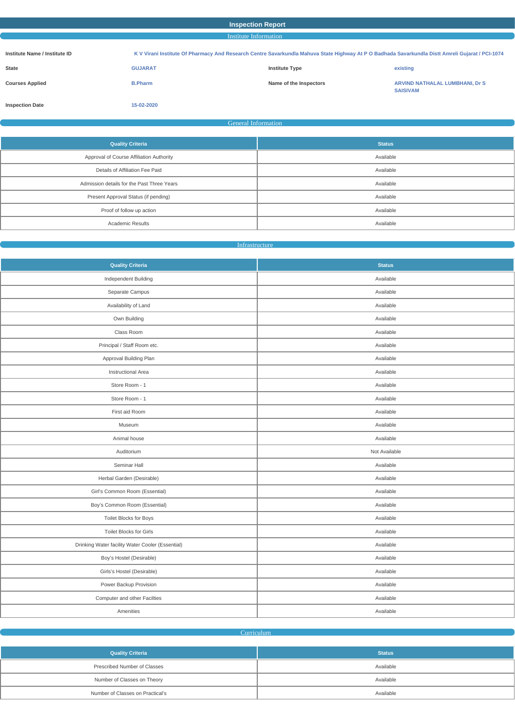# Inspection Report

## Institute Information

| | | | |
|---|---|---|---|
| **Institute Name / Institute ID** | K V Virani Institute Of Pharmacy And Research Centre Savarkundla Mahuva State Highway At P O Badhada Savarkundla Distt Amreli Gujarat / PCI-1074 | | |
| **State** | GUJARAT | **Institute Type** | existing |
| **Courses Applied** | B.Pharm | **Name of the Inspectors** | ARVIND NATHALAL LUMBHANI, Dr S SAISIVAM |
| **Inspection Date** | 15-02-2020 | | |

## General Information

| Quality Criteria | Status |
|---|---|
| Approval of Course Affiliation Authority | Available |
| Details of Affiliation Fee Paid | Available |
| Admission details for the Past Three Years | Available |
| Present Approval Status (if pending) | Available |
| Proof of follow up action | Available |
| Academic Results | Available |

## Infrastructure

| Quality Criteria | Status |
|---|---|
| Independent Building | Available |
| Separate Campus | Available |
| Availability of Land | Available |
| Own Building | Available |
| Class Room | Available |
| Principal / Staff Room etc. | Available |
| Approval Building Plan | Available |
| Instructional Area | Available |
| Store Room - 1 | Available |
| Store Room - 1 | Available |
| First aid Room | Available |
| Museum | Available |
| Animal house | Available |
| Auditorium | Not Available |
| Seminar Hall | Available |
| Herbal Garden (Desirable) | Available |
| Girl's Common Room (Essential) | Available |
| Boy's Common Room (Essential) | Available |
| Toilet Blocks for Boys | Available |
| Toilet Blocks for Girls | Available |
| Drinking Water facility Water Cooler (Essential) | Available |
| Boy's Hostel (Desirable) | Available |
| Girls's Hostel (Desirable) | Available |
| Power Backup Provision | Available |
| Computer and other Facilties | Available |
| Amenities | Available |

## Curriculum

| Quality Criteria | Status |
|---|---|
| Prescribed Number of Classes | Available |
| Number of Classes on Theory | Available |
| Number of Classes on Practical's | Available |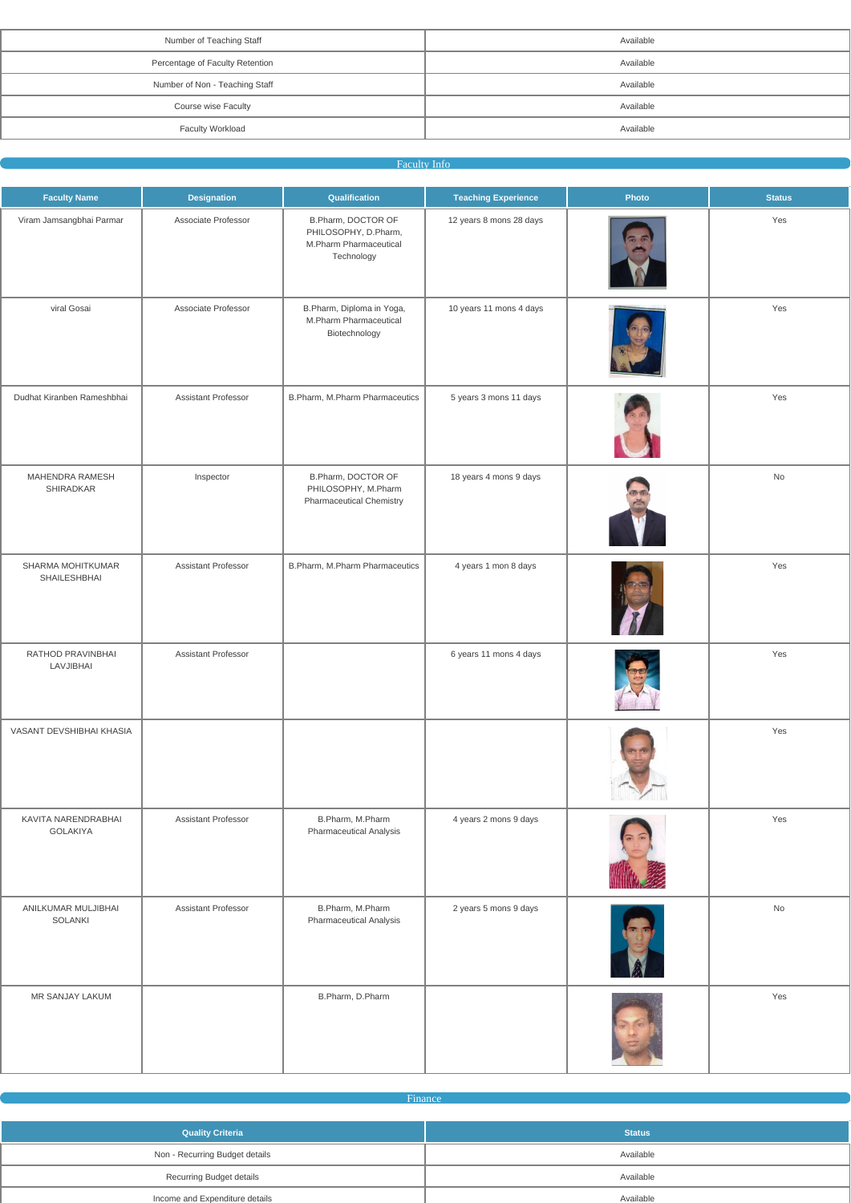| | |
|---|---|
| Number of Teaching Staff | Available |
| Percentage of Faculty Retention | Available |
| Number of Non - Teaching Staff | Available |
| Course wise Faculty | Available |
| Faculty Workload | Available |

## Faculty Info

| Faculty Name | Designation | Qualification | Teaching Experience | Photo | Status |
|---|---|---|---|---|---|
| Viram Jamsangbhai Parmar | Associate Professor | B.Pharm, DOCTOR OF PHILOSOPHY, D.Pharm, M.Pharm Pharmaceutical Technology | 12 years 8 mons 28 days | | Yes |
| viral Gosai | Associate Professor | B.Pharm, Diploma in Yoga, M.Pharm Pharmaceutical Biotechnology | 10 years 11 mons 4 days | | Yes |
| Dudhat Kiranben Rameshbhai | Assistant Professor | B.Pharm, M.Pharm Pharmaceutics | 5 years 3 mons 11 days | | Yes |
| MAHENDRA RAMESH SHIRADKAR | Inspector | B.Pharm, DOCTOR OF PHILOSOPHY, M.Pharm Pharmaceutical Chemistry | 18 years 4 mons 9 days | | No |
| SHARMA MOHITKUMAR SHAILESHBHAI | Assistant Professor | B.Pharm, M.Pharm Pharmaceutics | 4 years 1 mon 8 days | | Yes |
| RATHOD PRAVINBHAI LAVJIBHAI | Assistant Professor | | 6 years 11 mons 4 days | | Yes |
| VASANT DEVSHIBHAI KHASIA | | | | | Yes |
| KAVITA NARENDRABHAI GOLAKIYA | Assistant Professor | B.Pharm, M.Pharm Pharmaceutical Analysis | 4 years 2 mons 9 days | | Yes |
| ANILKUMAR MULJIBHAI SOLANKI | Assistant Professor | B.Pharm, M.Pharm Pharmaceutical Analysis | 2 years 5 mons 9 days | | No |
| MR SANJAY LAKUM | | B.Pharm, D.Pharm | | | Yes |

## Finance

| Quality Criteria | Status |
|---|---|
| Non - Recurring Budget details | Available |
| Recurring Budget details | Available |
| Income and Expenditure details | Available |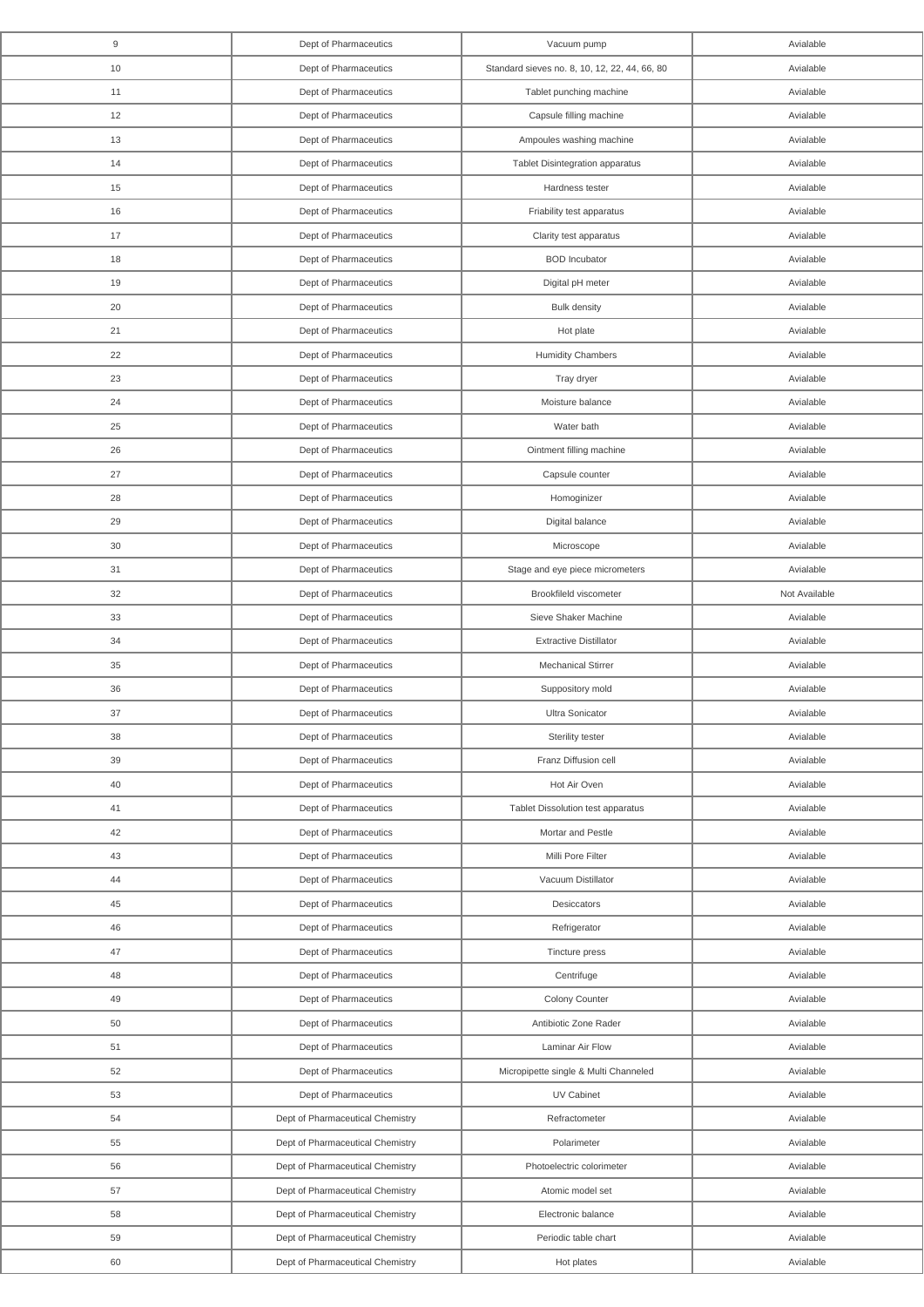| | | | |
|---|---|---|---|
| 9 | Dept of Pharmaceutics | Vacuum pump | Avialable |
| 10 | Dept of Pharmaceutics | Standard sieves no. 8, 10, 12, 22, 44, 66, 80 | Avialable |
| 11 | Dept of Pharmaceutics | Tablet punching machine | Avialable |
| 12 | Dept of Pharmaceutics | Capsule filling machine | Avialable |
| 13 | Dept of Pharmaceutics | Ampoules washing machine | Avialable |
| 14 | Dept of Pharmaceutics | Tablet Disintegration apparatus | Avialable |
| 15 | Dept of Pharmaceutics | Hardness tester | Avialable |
| 16 | Dept of Pharmaceutics | Friability test apparatus | Avialable |
| 17 | Dept of Pharmaceutics | Clarity test apparatus | Avialable |
| 18 | Dept of Pharmaceutics | BOD Incubator | Avialable |
| 19 | Dept of Pharmaceutics | Digital pH meter | Avialable |
| 20 | Dept of Pharmaceutics | Bulk density | Avialable |
| 21 | Dept of Pharmaceutics | Hot plate | Avialable |
| 22 | Dept of Pharmaceutics | Humidity Chambers | Avialable |
| 23 | Dept of Pharmaceutics | Tray dryer | Avialable |
| 24 | Dept of Pharmaceutics | Moisture balance | Avialable |
| 25 | Dept of Pharmaceutics | Water bath | Avialable |
| 26 | Dept of Pharmaceutics | Ointment filling machine | Avialable |
| 27 | Dept of Pharmaceutics | Capsule counter | Avialable |
| 28 | Dept of Pharmaceutics | Homoginizer | Avialable |
| 29 | Dept of Pharmaceutics | Digital balance | Avialable |
| 30 | Dept of Pharmaceutics | Microscope | Avialable |
| 31 | Dept of Pharmaceutics | Stage and eye piece micrometers | Avialable |
| 32 | Dept of Pharmaceutics | Brookfileld viscometer | Not Available |
| 33 | Dept of Pharmaceutics | Sieve Shaker Machine | Avialable |
| 34 | Dept of Pharmaceutics | Extractive Distillator | Avialable |
| 35 | Dept of Pharmaceutics | Mechanical Stirrer | Avialable |
| 36 | Dept of Pharmaceutics | Suppository mold | Avialable |
| 37 | Dept of Pharmaceutics | Ultra Sonicator | Avialable |
| 38 | Dept of Pharmaceutics | Sterility tester | Avialable |
| 39 | Dept of Pharmaceutics | Franz Diffusion cell | Avialable |
| 40 | Dept of Pharmaceutics | Hot Air Oven | Avialable |
| 41 | Dept of Pharmaceutics | Tablet Dissolution test apparatus | Avialable |
| 42 | Dept of Pharmaceutics | Mortar and Pestle | Avialable |
| 43 | Dept of Pharmaceutics | Milli Pore Filter | Avialable |
| 44 | Dept of Pharmaceutics | Vacuum Distillator | Avialable |
| 45 | Dept of Pharmaceutics | Desiccators | Avialable |
| 46 | Dept of Pharmaceutics | Refrigerator | Avialable |
| 47 | Dept of Pharmaceutics | Tincture press | Avialable |
| 48 | Dept of Pharmaceutics | Centrifuge | Avialable |
| 49 | Dept of Pharmaceutics | Colony Counter | Avialable |
| 50 | Dept of Pharmaceutics | Antibiotic Zone Rader | Avialable |
| 51 | Dept of Pharmaceutics | Laminar Air Flow | Avialable |
| 52 | Dept of Pharmaceutics | Micropipette single & Multi Channeled | Avialable |
| 53 | Dept of Pharmaceutics | UV Cabinet | Avialable |
| 54 | Dept of Pharmaceutical Chemistry | Refractometer | Avialable |
| 55 | Dept of Pharmaceutical Chemistry | Polarimeter | Avialable |
| 56 | Dept of Pharmaceutical Chemistry | Photoelectric colorimeter | Avialable |
| 57 | Dept of Pharmaceutical Chemistry | Atomic model set | Avialable |
| 58 | Dept of Pharmaceutical Chemistry | Electronic balance | Avialable |
| 59 | Dept of Pharmaceutical Chemistry | Periodic table chart | Avialable |
| 60 | Dept of Pharmaceutical Chemistry | Hot plates | Avialable |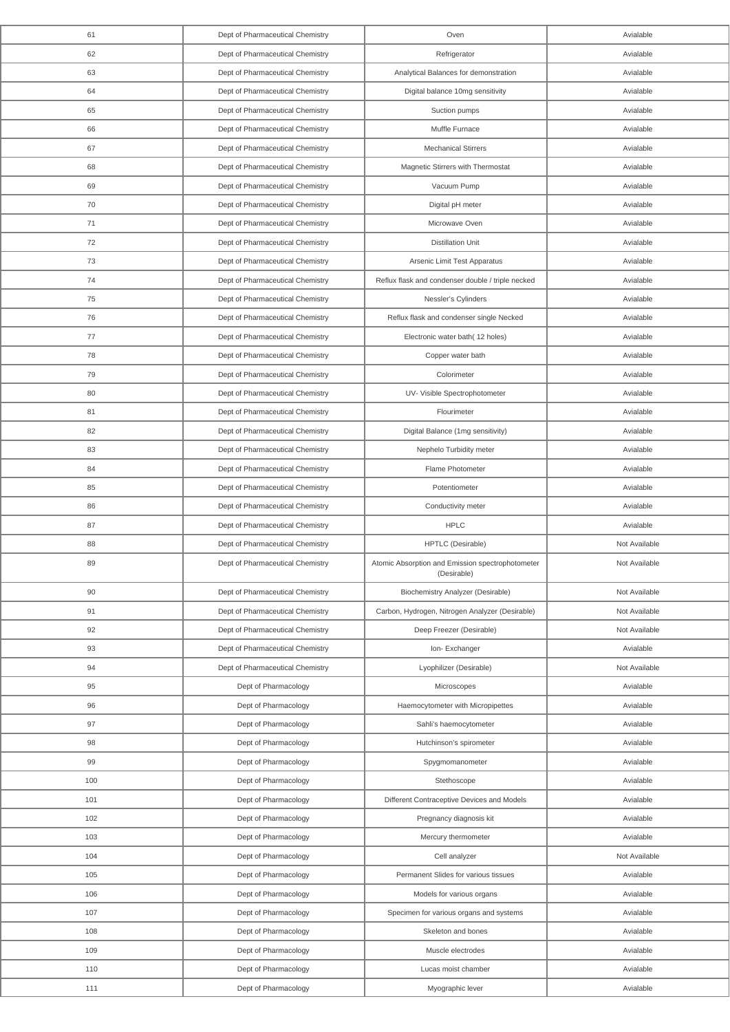| | | | |
|---|---|---|---|
| 61 | Dept of Pharmaceutical Chemistry | Oven | Avialable |
| 62 | Dept of Pharmaceutical Chemistry | Refrigerator | Avialable |
| 63 | Dept of Pharmaceutical Chemistry | Analytical Balances for demonstration | Avialable |
| 64 | Dept of Pharmaceutical Chemistry | Digital balance 10mg sensitivity | Avialable |
| 65 | Dept of Pharmaceutical Chemistry | Suction pumps | Avialable |
| 66 | Dept of Pharmaceutical Chemistry | Muffle Furnace | Avialable |
| 67 | Dept of Pharmaceutical Chemistry | Mechanical Stirrers | Avialable |
| 68 | Dept of Pharmaceutical Chemistry | Magnetic Stirrers with Thermostat | Avialable |
| 69 | Dept of Pharmaceutical Chemistry | Vacuum Pump | Avialable |
| 70 | Dept of Pharmaceutical Chemistry | Digital pH meter | Avialable |
| 71 | Dept of Pharmaceutical Chemistry | Microwave Oven | Avialable |
| 72 | Dept of Pharmaceutical Chemistry | Distillation Unit | Avialable |
| 73 | Dept of Pharmaceutical Chemistry | Arsenic Limit Test Apparatus | Avialable |
| 74 | Dept of Pharmaceutical Chemistry | Reflux flask and condenser double / triple necked | Avialable |
| 75 | Dept of Pharmaceutical Chemistry | Nessler's Cylinders | Avialable |
| 76 | Dept of Pharmaceutical Chemistry | Reflux flask and condenser single Necked | Avialable |
| 77 | Dept of Pharmaceutical Chemistry | Electronic water bath( 12 holes) | Avialable |
| 78 | Dept of Pharmaceutical Chemistry | Copper water bath | Avialable |
| 79 | Dept of Pharmaceutical Chemistry | Colorimeter | Avialable |
| 80 | Dept of Pharmaceutical Chemistry | UV- Visible Spectrophotometer | Avialable |
| 81 | Dept of Pharmaceutical Chemistry | Flourimeter | Avialable |
| 82 | Dept of Pharmaceutical Chemistry | Digital Balance (1mg sensitivity) | Avialable |
| 83 | Dept of Pharmaceutical Chemistry | Nephelo Turbidity meter | Avialable |
| 84 | Dept of Pharmaceutical Chemistry | Flame Photometer | Avialable |
| 85 | Dept of Pharmaceutical Chemistry | Potentiometer | Avialable |
| 86 | Dept of Pharmaceutical Chemistry | Conductivity meter | Avialable |
| 87 | Dept of Pharmaceutical Chemistry | HPLC | Avialable |
| 88 | Dept of Pharmaceutical Chemistry | HPTLC (Desirable) | Not Available |
| 89 | Dept of Pharmaceutical Chemistry | Atomic Absorption and Emission spectrophotometer (Desirable) | Not Available |
| 90 | Dept of Pharmaceutical Chemistry | Biochemistry Analyzer (Desirable) | Not Available |
| 91 | Dept of Pharmaceutical Chemistry | Carbon, Hydrogen, Nitrogen Analyzer (Desirable) | Not Available |
| 92 | Dept of Pharmaceutical Chemistry | Deep Freezer (Desirable) | Not Available |
| 93 | Dept of Pharmaceutical Chemistry | Ion- Exchanger | Avialable |
| 94 | Dept of Pharmaceutical Chemistry | Lyophilizer (Desirable) | Not Available |
| 95 | Dept of Pharmacology | Microscopes | Avialable |
| 96 | Dept of Pharmacology | Haemocytometer with Micropipettes | Avialable |
| 97 | Dept of Pharmacology | Sahli's haemocytometer | Avialable |
| 98 | Dept of Pharmacology | Hutchinson's spirometer | Avialable |
| 99 | Dept of Pharmacology | Spygmomanometer | Avialable |
| 100 | Dept of Pharmacology | Stethoscope | Avialable |
| 101 | Dept of Pharmacology | Different Contraceptive Devices and Models | Avialable |
| 102 | Dept of Pharmacology | Pregnancy diagnosis kit | Avialable |
| 103 | Dept of Pharmacology | Mercury thermometer | Avialable |
| 104 | Dept of Pharmacology | Cell analyzer | Not Available |
| 105 | Dept of Pharmacology | Permanent Slides for various tissues | Avialable |
| 106 | Dept of Pharmacology | Models for various organs | Avialable |
| 107 | Dept of Pharmacology | Specimen for various organs and systems | Avialable |
| 108 | Dept of Pharmacology | Skeleton and bones | Avialable |
| 109 | Dept of Pharmacology | Muscle electrodes | Avialable |
| 110 | Dept of Pharmacology | Lucas moist chamber | Avialable |
| 111 | Dept of Pharmacology | Myographic lever | Avialable |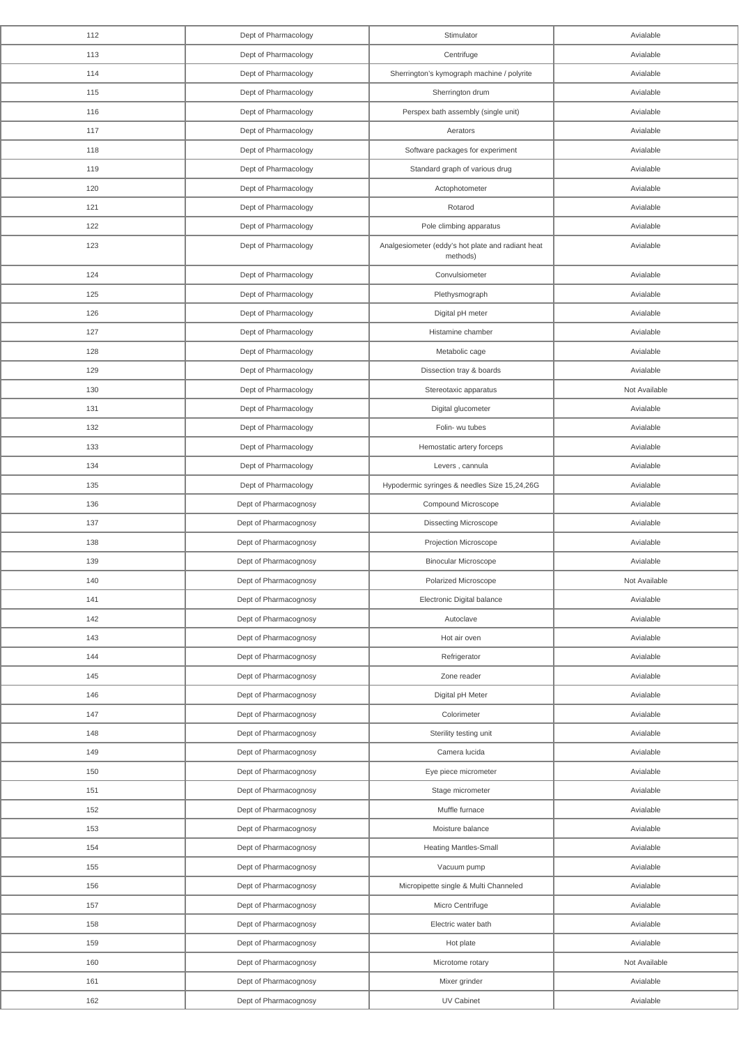| | | | |
|---|---|---|---|
| 112 | Dept of Pharmacology | Stimulator | Avialable |
| 113 | Dept of Pharmacology | Centrifuge | Avialable |
| 114 | Dept of Pharmacology | Sherrington's kymograph machine / polyrite | Avialable |
| 115 | Dept of Pharmacology | Sherrington drum | Avialable |
| 116 | Dept of Pharmacology | Perspex bath assembly (single unit) | Avialable |
| 117 | Dept of Pharmacology | Aerators | Avialable |
| 118 | Dept of Pharmacology | Software packages for experiment | Avialable |
| 119 | Dept of Pharmacology | Standard graph of various drug | Avialable |
| 120 | Dept of Pharmacology | Actophotometer | Avialable |
| 121 | Dept of Pharmacology | Rotarod | Avialable |
| 122 | Dept of Pharmacology | Pole climbing apparatus | Avialable |
| 123 | Dept of Pharmacology | Analgesiometer (eddy's hot plate and radiant heat methods) | Avialable |
| 124 | Dept of Pharmacology | Convulsiometer | Avialable |
| 125 | Dept of Pharmacology | Plethysmograph | Avialable |
| 126 | Dept of Pharmacology | Digital pH meter | Avialable |
| 127 | Dept of Pharmacology | Histamine chamber | Avialable |
| 128 | Dept of Pharmacology | Metabolic cage | Avialable |
| 129 | Dept of Pharmacology | Dissection tray & boards | Avialable |
| 130 | Dept of Pharmacology | Stereotaxic apparatus | Not Available |
| 131 | Dept of Pharmacology | Digital glucometer | Avialable |
| 132 | Dept of Pharmacology | Folin- wu tubes | Avialable |
| 133 | Dept of Pharmacology | Hemostatic artery forceps | Avialable |
| 134 | Dept of Pharmacology | Levers , cannula | Avialable |
| 135 | Dept of Pharmacology | Hypodermic syringes & needles Size 15,24,26G | Avialable |
| 136 | Dept of Pharmacognosy | Compound Microscope | Avialable |
| 137 | Dept of Pharmacognosy | Dissecting Microscope | Avialable |
| 138 | Dept of Pharmacognosy | Projection Microscope | Avialable |
| 139 | Dept of Pharmacognosy | Binocular Microscope | Avialable |
| 140 | Dept of Pharmacognosy | Polarized Microscope | Not Available |
| 141 | Dept of Pharmacognosy | Electronic Digital balance | Avialable |
| 142 | Dept of Pharmacognosy | Autoclave | Avialable |
| 143 | Dept of Pharmacognosy | Hot air oven | Avialable |
| 144 | Dept of Pharmacognosy | Refrigerator | Avialable |
| 145 | Dept of Pharmacognosy | Zone reader | Avialable |
| 146 | Dept of Pharmacognosy | Digital pH Meter | Avialable |
| 147 | Dept of Pharmacognosy | Colorimeter | Avialable |
| 148 | Dept of Pharmacognosy | Sterility testing unit | Avialable |
| 149 | Dept of Pharmacognosy | Camera lucida | Avialable |
| 150 | Dept of Pharmacognosy | Eye piece micrometer | Avialable |
| 151 | Dept of Pharmacognosy | Stage micrometer | Avialable |
| 152 | Dept of Pharmacognosy | Muffle furnace | Avialable |
| 153 | Dept of Pharmacognosy | Moisture balance | Avialable |
| 154 | Dept of Pharmacognosy | Heating Mantles-Small | Avialable |
| 155 | Dept of Pharmacognosy | Vacuum pump | Avialable |
| 156 | Dept of Pharmacognosy | Micropipette single & Multi Channeled | Avialable |
| 157 | Dept of Pharmacognosy | Micro Centrifuge | Avialable |
| 158 | Dept of Pharmacognosy | Electric water bath | Avialable |
| 159 | Dept of Pharmacognosy | Hot plate | Avialable |
| 160 | Dept of Pharmacognosy | Microtome rotary | Not Available |
| 161 | Dept of Pharmacognosy | Mixer grinder | Avialable |
| 162 | Dept of Pharmacognosy | UV Cabinet | Avialable |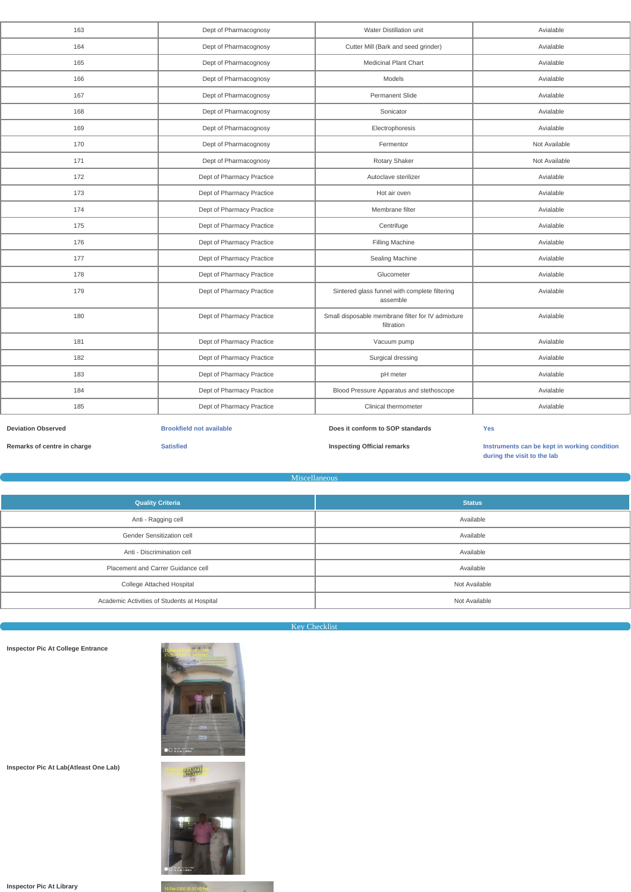| | | | |
|---|---|---|---|
| 163 | Dept of Pharmacognosy | Water Distillation unit | Avialable |
| 164 | Dept of Pharmacognosy | Cutter Mill (Bark and seed grinder) | Avialable |
| 165 | Dept of Pharmacognosy | Medicinal Plant Chart | Avialable |
| 166 | Dept of Pharmacognosy | Models | Avialable |
| 167 | Dept of Pharmacognosy | Permanent Slide | Avialable |
| 168 | Dept of Pharmacognosy | Sonicator | Avialable |
| 169 | Dept of Pharmacognosy | Electrophoresis | Avialable |
| 170 | Dept of Pharmacognosy | Fermentor | Not Available |
| 171 | Dept of Pharmacognosy | Rotary Shaker | Not Available |
| 172 | Dept of Pharmacy Practice | Autoclave sterilizer | Avialable |
| 173 | Dept of Pharmacy Practice | Hot air oven | Avialable |
| 174 | Dept of Pharmacy Practice | Membrane filter | Avialable |
| 175 | Dept of Pharmacy Practice | Centrifuge | Avialable |
| 176 | Dept of Pharmacy Practice | Filling Machine | Avialable |
| 177 | Dept of Pharmacy Practice | Sealing Machine | Avialable |
| 178 | Dept of Pharmacy Practice | Glucometer | Avialable |
| 179 | Dept of Pharmacy Practice | Sintered glass funnel with complete filtering assemble | Avialable |
| 180 | Dept of Pharmacy Practice | Small disposable membrane filter for IV admixture filtration | Avialable |
| 181 | Dept of Pharmacy Practice | Vacuum pump | Avialable |
| 182 | Dept of Pharmacy Practice | Surgical dressing | Avialable |
| 183 | Dept of Pharmacy Practice | pH meter | Avialable |
| 184 | Dept of Pharmacy Practice | Blood Pressure Apparatus and stethoscope | Avialable |
| 185 | Dept of Pharmacy Practice | Clinical thermometer | Avialable |

**Deviation Observed** Brookfield not available

**Does it conform to SOP standards** Yes

**Remarks of centre in charge** Satisfied

**Inspecting Official remarks** Instruments can be kept in working condition during the visit to the lab

## Miscellaneous

| Quality Criteria | Status |
|---|---|
| Anti - Ragging cell | Available |
| Gender Sensitization cell | Available |
| Anti - Discrimination cell | Available |
| Placement and Carrer Guidance cell | Available |
| College Attached Hospital | Not Available |
| Academic Activities of Students at Hospital | Not Available |

## Key Checklist

**Inspector Pic At College Entrance**

**Inspector Pic At Lab(Atleast One Lab)**

**Inspector Pic At Library**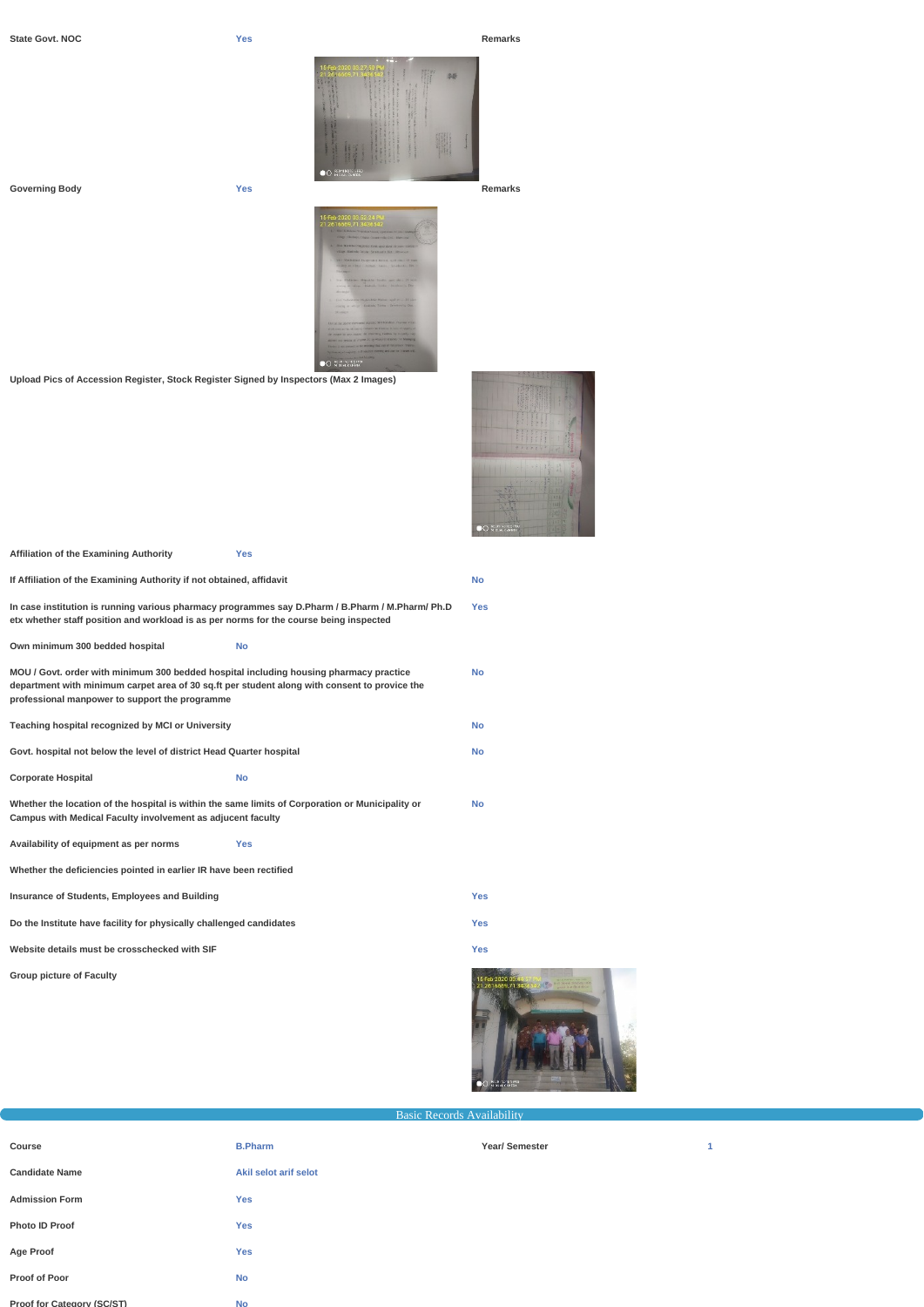| | | | |
|---|---|---|---|
| **State Govt. NOC** | Yes | **Remarks** | |
| **Governing Body** | Yes | **Remarks** | |

**Upload Pics of Accession Register, Stock Register Signed by Inspectors (Max 2 Images)**

| | |
|---|---|
| **Affiliation of the Examining Authority** | Yes |
| **If Affiliation of the Examining Authority if not obtained, affidavit** | No |
| **In case institution is running various pharmacy programmes say D.Pharm / B.Pharm / M.Pharm/ Ph.D etx whether staff position and workload is as per norms for the course being inspected** | Yes |
| **Own minimum 300 bedded hospital** | No |
| **MOU / Govt. order with minimum 300 bedded hospital including housing pharmacy practice department with minimum carpet area of 30 sq.ft per student along with consent to provice the professional manpower to support the programme** | No |
| **Teaching hospital recognized by MCI or University** | No |
| **Govt. hospital not below the level of district Head Quarter hospital** | No |
| **Corporate Hospital** | No |
| **Whether the location of the hospital is within the same limits of Corporation or Municipality or Campus with Medical Faculty involvement as adjucent faculty** | No |
| **Availability of equipment as per norms** | Yes |
| **Whether the deficiencies pointed in earlier IR have been rectified** | |
| **Insurance of Students, Employees and Building** | Yes |
| **Do the Institute have facility for physically challenged candidates** | Yes |
| **Website details must be crosschecked with SIF** | Yes |
| **Group picture of Faculty** | |

## Basic Records Availability

| | | | |
|---|---|---|---|
| **Course** | B.Pharm | **Year/ Semester** | 1 |
| **Candidate Name** | Akil selot arif selot | | |
| **Admission Form** | Yes | | |
| **Photo ID Proof** | Yes | | |
| **Age Proof** | Yes | | |
| **Proof of Poor** | No | | |
| **Proof for Category (SC/ST)** | No | | |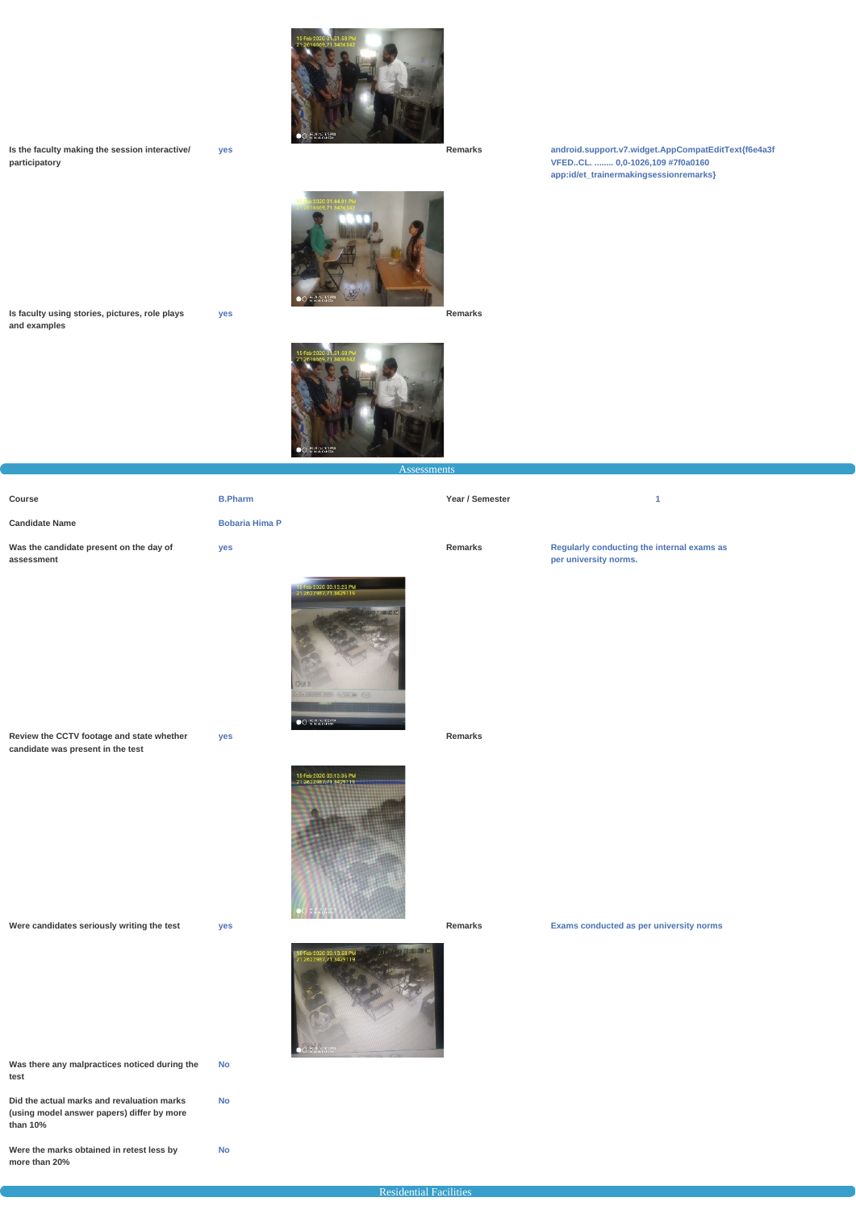| | | | |
|---|---|---|---|
| Is the faculty making the session interactive/ participatory | yes | Remarks | android.support.v7.widget.AppCompatEditText{f6e4a3f VFED..CL. ........ 0,0-1026,109 #7f0a0160 app:id/et_trainermakingsessionremarks} |
| Is faculty using stories, pictures, role plays and examples | yes | Remarks | |

## Assessments

| | | | |
|---|---|---|---|
| Course | B.Pharm | Year / Semester | 1 |
| Candidate Name | Bobaria Hima P | | |
| Was the candidate present on the day of assessment | yes | Remarks | Regularly conducting the internal exams as per university norms. |
| Review the CCTV footage and state whether candidate was present in the test | yes | Remarks | |
| Were candidates seriously writing the test | yes | Remarks | Exams conducted as per university norms |
| Was there any malpractices noticed during the test | No | | |
| Did the actual marks and revaluation marks (using model answer papers) differ by more than 10% | No | | |
| Were the marks obtained in retest less by more than 20% | No | | |

## Residential Facilities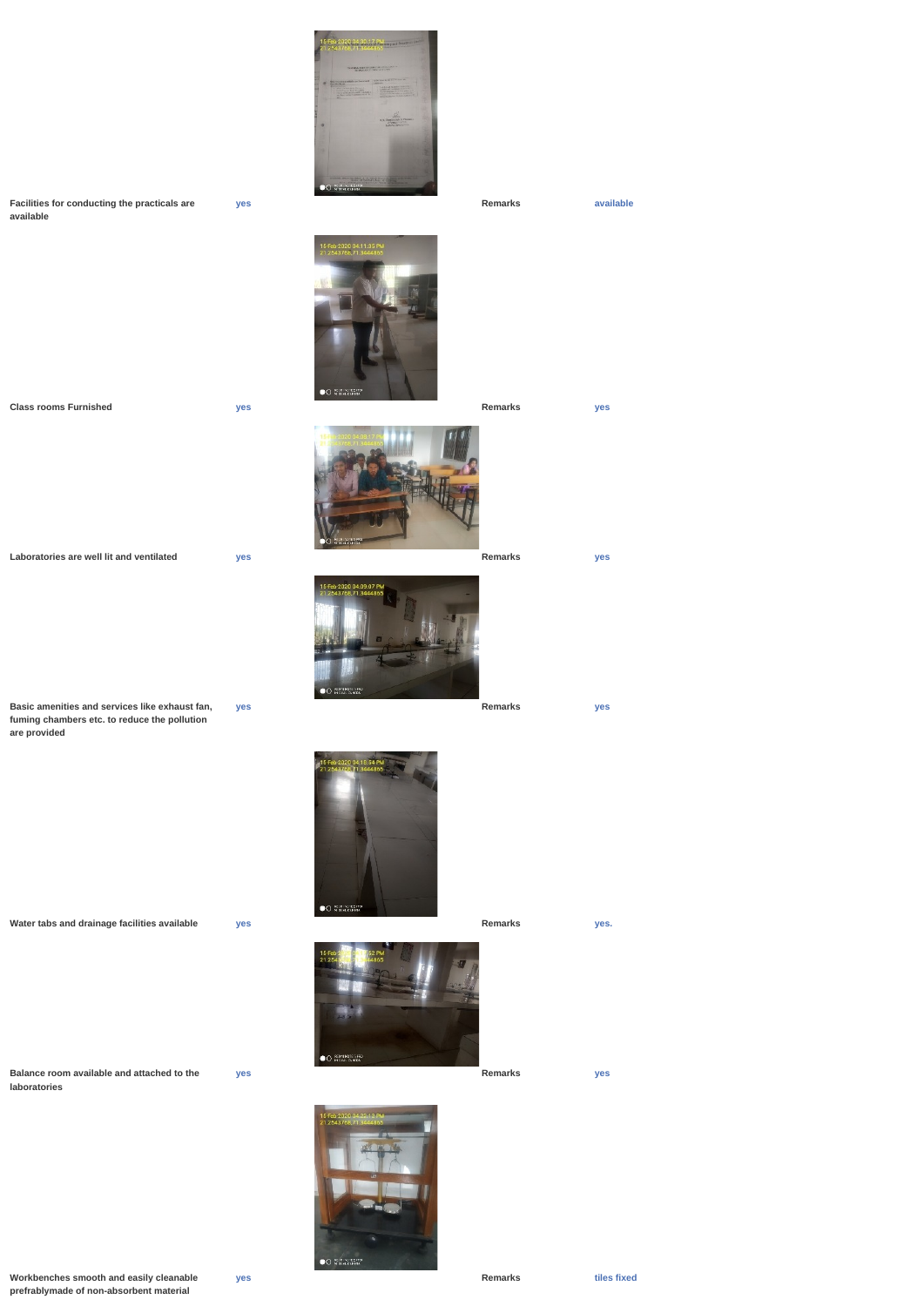| | | | |
|---|---|---|---|
| **Facilities for conducting the practicals are available** | yes | **Remarks** | available |
| **Class rooms Furnished** | yes | **Remarks** | yes |
| **Laboratories are well lit and ventilated** | yes | **Remarks** | yes |
| **Basic amenities and services like exhaust fan, fuming chambers etc. to reduce the pollution are provided** | yes | **Remarks** | yes |
| **Water tabs and drainage facilities available** | yes | **Remarks** | yes. |
| **Balance room available and attached to the laboratories** | yes | **Remarks** | yes |
| **Workbenches smooth and easily cleanable prefrablymade of non-absorbent material** | yes | **Remarks** | tiles fixed |